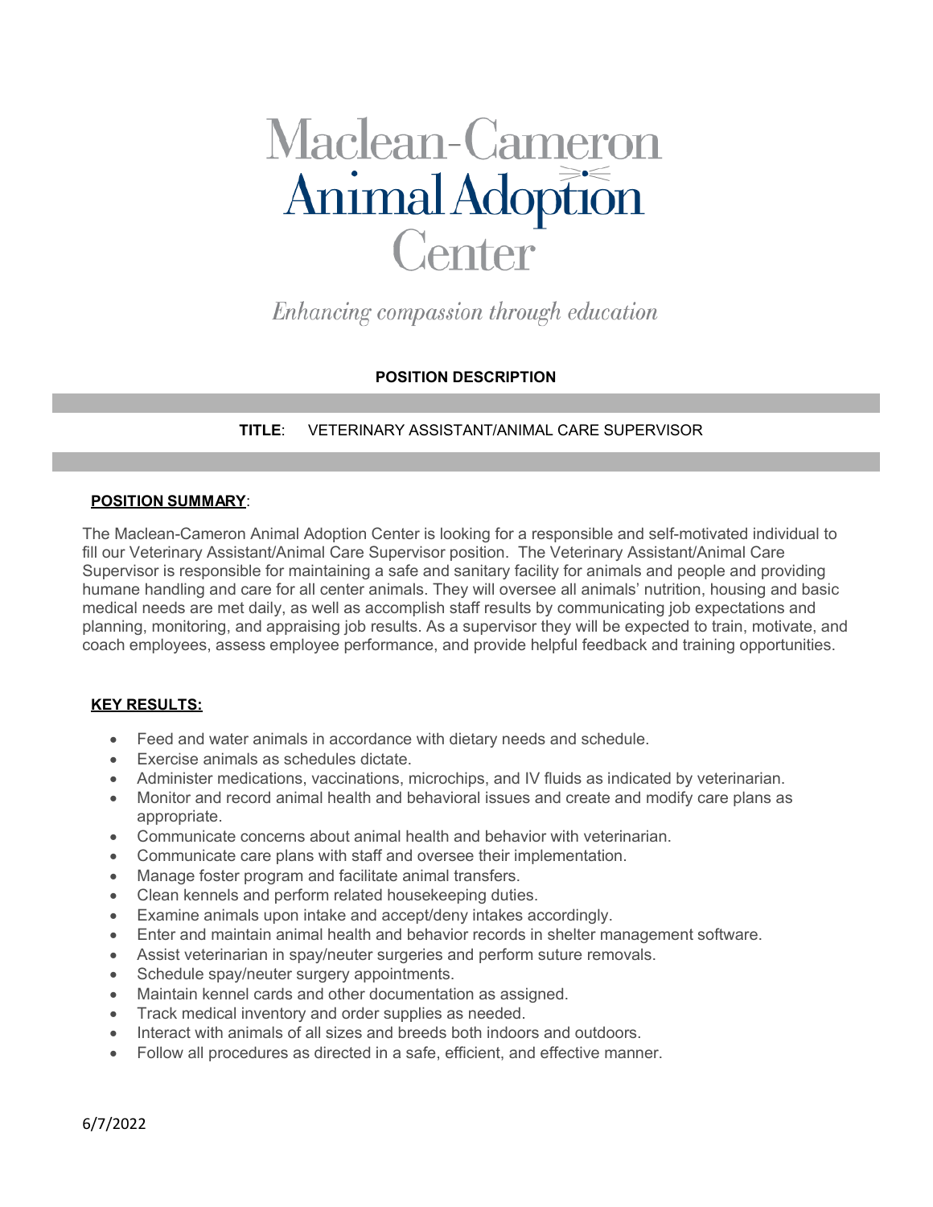# Maclean-Cameron Animal Adoption Center

*Enhancing compassion through education*

**POSITION DESCRIPTION**

**TITLE**: VETERINARY ASSISTANT/ANIMAL CARE SUPERVISOR

## POSITION SUMMARY:

The Maclean-Cameron Animal Adoption Center is looking for a responsible and self-motivated individual to fill our Veterinary Assistant/Animal Care Supervisor position. The Veterinary Assistant/Animal Care Supervisor is responsible for maintaining a safe and sanitary facility for animals and people and providing humane handling and care for all center animals. They will oversee all animals' nutrition, housing and basic medical needs are met daily, as well as accomplish staff results by communicating job expectations and planning, monitoring, and appraising job results. As a supervisor they will be expected to train, motivate, and coach employees, assess employee performance, and provide helpful feedback and training opportunities.

## KEY RESULTS:

- Feed and water animals in accordance with dietary needs and schedule.
- Exercise animals as schedules dictate.
- Administer medications, vaccinations, microchips, and IV fluids as indicated by veterinarian.
- Monitor and record animal health and behavioral issues and create and modify care plans as appropriate.
- Communicate concerns about animal health and behavior with veterinarian.
- Communicate care plans with staff and oversee their implementation.
- Manage foster program and facilitate animal transfers.
- Clean kennels and perform related housekeeping duties.
- Examine animals upon intake and accept/deny intakes accordingly.
- Enter and maintain animal health and behavior records in shelter management software.
- Assist veterinarian in spay/neuter surgeries and perform suture removals.
- Schedule spay/neuter surgery appointments.
- Maintain kennel cards and other documentation as assigned.
- Track medical inventory and order supplies as needed.
- Interact with animals of all sizes and breeds both indoors and outdoors.
- Follow all procedures as directed in a safe, efficient, and effective manner.

6/7/2022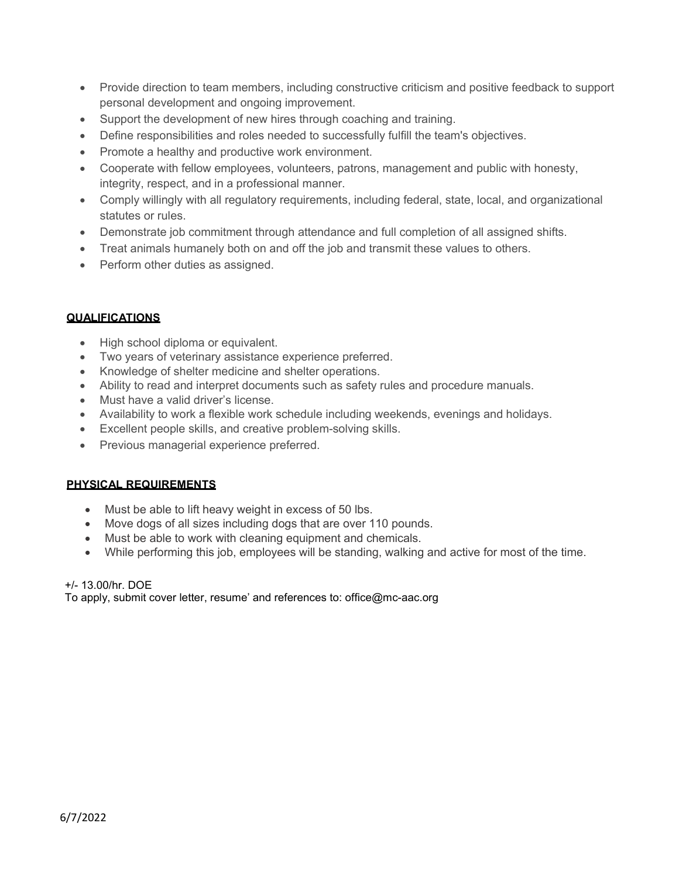- Provide direction to team members, including constructive criticism and positive feedback to support personal development and ongoing improvement.
- Support the development of new hires through coaching and training.
- Define responsibilities and roles needed to successfully fulfill the team's objectives.
- Promote a healthy and productive work environment.
- Cooperate with fellow employees, volunteers, patrons, management and public with honesty, integrity, respect, and in a professional manner.
- Comply willingly with all regulatory requirements, including federal, state, local, and organizational statutes or rules.
- Demonstrate job commitment through attendance and full completion of all assigned shifts.
- Treat animals humanely both on and off the job and transmit these values to others.
- Perform other duties as assigned.

## QUALIFICATIONS

- High school diploma or equivalent.
- Two years of veterinary assistance experience preferred.
- Knowledge of shelter medicine and shelter operations.
- Ability to read and interpret documents such as safety rules and procedure manuals.
- Must have a valid driver's license.
- Availability to work a flexible work schedule including weekends, evenings and holidays.
- Excellent people skills, and creative problem-solving skills.
- Previous managerial experience preferred.

## PHYSICAL REQUIREMENTS

- Must be able to lift heavy weight in excess of 50 lbs.
- Move dogs of all sizes including dogs that are over 110 pounds.
- Must be able to work with cleaning equipment and chemicals.
- While performing this job, employees will be standing, walking and active for most of the time.

+/- 13.00/hr. DOE
To apply, submit cover letter, resume' and references to: office@mc-aac.org

6/7/2022